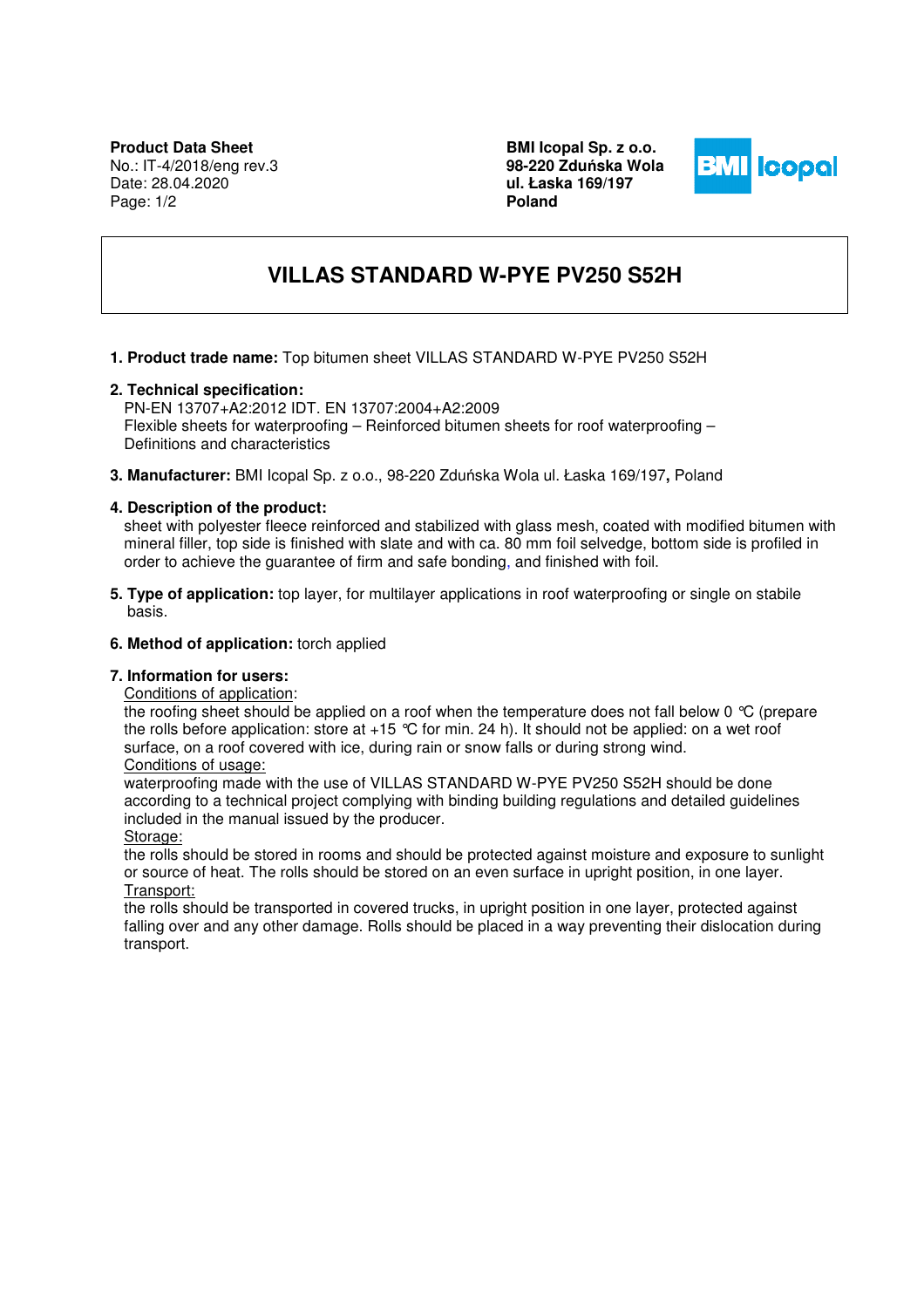**Product Data Sheet**
No.: IT-4/2018/eng rev.3
Date: 28.04.2020

**BMI Icopal Sp. z o.o.**
**98-220 Zduńska Wola**
**ul. Łaska 169/197**
**Poland**

# VILLAS STANDARD W-PYE PV250 S52H

1. **Product trade name:** Top bitumen sheet VILLAS STANDARD W-PYE PV250 S52H

2. **Technical specification:**
   PN-EN 13707+A2:2012 IDT. EN 13707:2004+A2:2009
   Flexible sheets for waterproofing – Reinforced bitumen sheets for roof waterproofing – Definitions and characteristics

3. **Manufacturer:** BMI Icopal Sp. z o.o., 98-220 Zduńska Wola ul. Łaska 169/197**,** Poland

4. **Description of the product:**
   sheet with polyester fleece reinforced and stabilized with glass mesh, coated with modified bitumen with mineral filler, top side is finished with slate and with ca. 80 mm foil selvedge, bottom side is profiled in order to achieve the guarantee of firm and safe bonding, and finished with foil.

5. **Type of application:** top layer, for multilayer applications in roof waterproofing or single on stabile basis.

6. **Method of application:** torch applied

7. **Information for users:**

   Conditions of application:
   the roofing sheet should be applied on a roof when the temperature does not fall below 0 °C (prepare the rolls before application: store at +15 °C for min. 24 h). It should not be applied: on a wet roof surface, on a roof covered with ice, during rain or snow falls or during strong wind.

   Conditions of usage:
   waterproofing made with the use of VILLAS STANDARD W-PYE PV250 S52H should be done according to a technical project complying with binding building regulations and detailed guidelines included in the manual issued by the producer.

   Storage:
   the rolls should be stored in rooms and should be protected against moisture and exposure to sunlight or source of heat. The rolls should be stored on an even surface in upright position, in one layer.

   Transport:
   the rolls should be transported in covered trucks, in upright position in one layer, protected against falling over and any other damage. Rolls should be placed in a way preventing their dislocation during transport.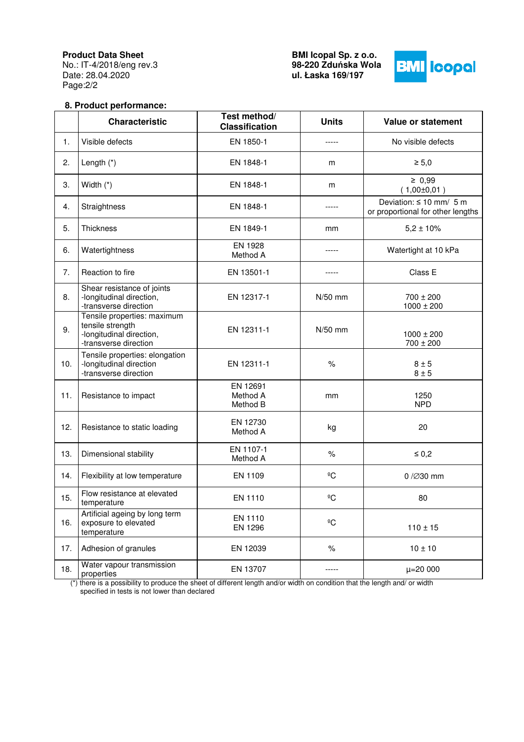**Product Data Sheet**
No.: IT-4/2018/eng rev.3
Date: 28.04.2020
Page:2/2

**BMI Icopal Sp. z o.o.**
**98-220 Zduńska Wola**
**ul. Łaska 169/197**

### 8. Product performance:

| | Characteristic | Test method/ Classification | Units | Value or statement |
|---|---|---|---|---|
| 1. | Visible defects | EN 1850-1 | ----- | No visible defects |
| 2. | Length (*) | EN 1848-1 | m | ≥ 5,0 |
| 3. | Width (*) | EN 1848-1 | m | ≥ 0,99 ( 1,00±0,01 ) |
| 4. | Straightness | EN 1848-1 | ----- | Deviation: ≤ 10 mm/ 5 m or proportional for other lengths |
| 5. | Thickness | EN 1849-1 | mm | 5,2 ± 10% |
| 6. | Watertightness | EN 1928 Method A | ----- | Watertight at 10 kPa |
| 7. | Reaction to fire | EN 13501-1 | ----- | Class E |
| 8. | Shear resistance of joints -longitudinal direction, -transverse direction | EN 12317-1 | N/50 mm | 700 ± 200<br>1000 ± 200 |
| 9. | Tensile properties: maximum tensile strength -longitudinal direction, -transverse direction | EN 12311-1 | N/50 mm | 1000 ± 200<br>700 ± 200 |
| 10. | Tensile properties: elongation -longitudinal direction -transverse direction | EN 12311-1 | % | 8 ± 5<br>8 ± 5 |
| 11. | Resistance to impact | EN 12691 Method A Method B | mm | 1250<br>NPD |
| 12. | Resistance to static loading | EN 12730 Method A | kg | 20 |
| 13. | Dimensional stability | EN 1107-1 Method A | % | ≤ 0,2 |
| 14. | Flexibility at low temperature | EN 1109 | ºC | 0 /∅30 mm |
| 15. | Flow resistance at elevated temperature | EN 1110 | ºC | 80 |
| 16. | Artificial ageing by long term exposure to elevated temperature | EN 1110 EN 1296 | ºC | 110 ± 15 |
| 17. | Adhesion of granules | EN 12039 | % | 10 ± 10 |
| 18. | Water vapour transmission properties | EN 13707 | ----- | μ=20 000 |

(*) there is a possibility to produce the sheet of different length and/or width on condition that the length and/ or width specified in tests is not lower than declared